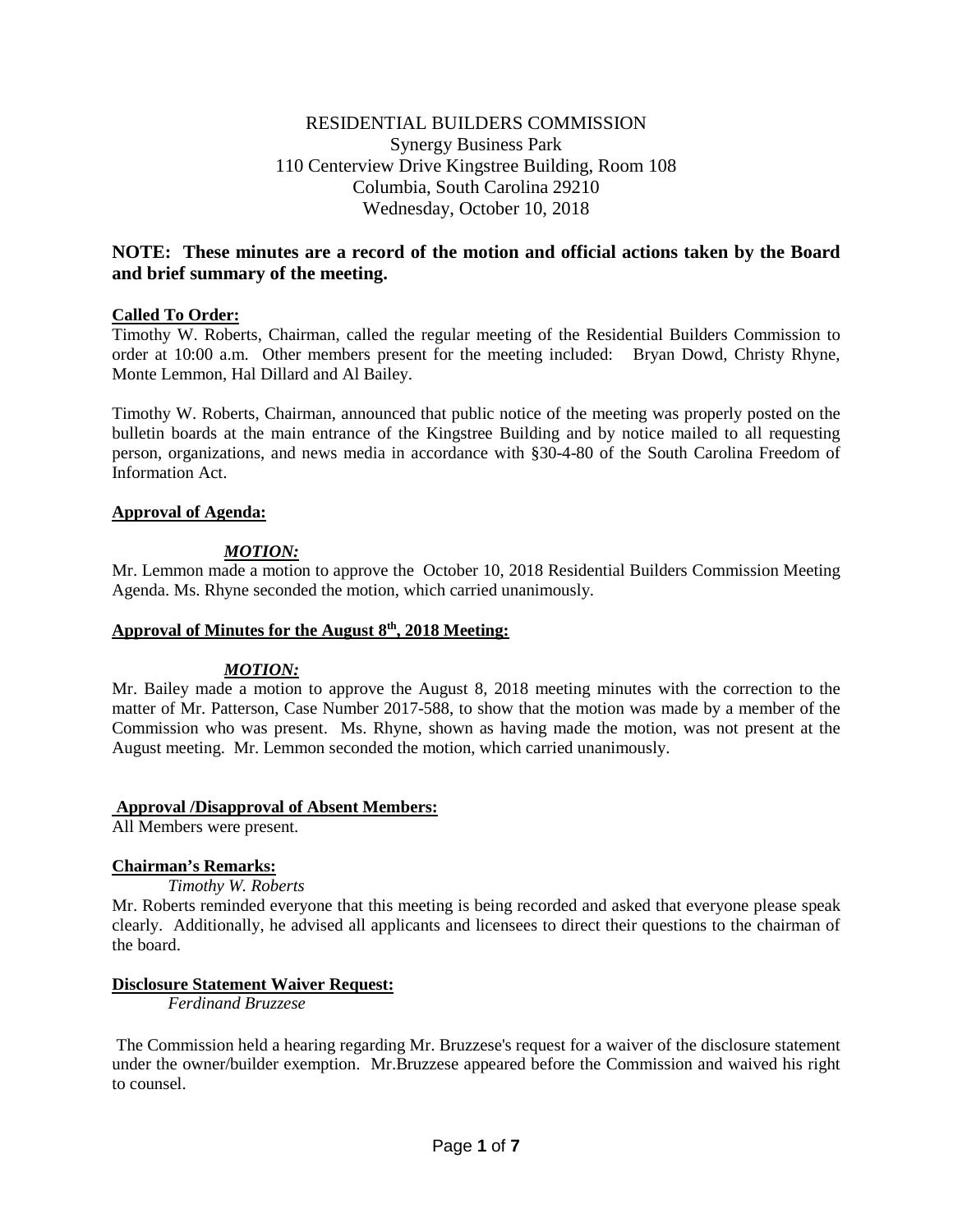RESIDENTIAL BUILDERS COMMISSION
Synergy Business Park
110 Centerview Drive Kingstree Building, Room 108
Columbia, South Carolina 29210
Wednesday, October 10, 2018

**NOTE: These minutes are a record of the motion and official actions taken by the Board and brief summary of the meeting.**

**Called To Order:**

Timothy W. Roberts, Chairman, called the regular meeting of the Residential Builders Commission to order at 10:00 a.m. Other members present for the meeting included: Bryan Dowd, Christy Rhyne, Monte Lemmon, Hal Dillard and Al Bailey.

Timothy W. Roberts, Chairman, announced that public notice of the meeting was properly posted on the bulletin boards at the main entrance of the Kingstree Building and by notice mailed to all requesting person, organizations, and news media in accordance with §30-4-80 of the South Carolina Freedom of Information Act.

**Approval of Agenda:**

***MOTION:***

Mr. Lemmon made a motion to approve the October 10, 2018 Residential Builders Commission Meeting Agenda. Ms. Rhyne seconded the motion, which carried unanimously.

**Approval of Minutes for the August 8th, 2018 Meeting:**

***MOTION:***

Mr. Bailey made a motion to approve the August 8, 2018 meeting minutes with the correction to the matter of Mr. Patterson, Case Number 2017-588, to show that the motion was made by a member of the Commission who was present. Ms. Rhyne, shown as having made the motion, was not present at the August meeting. Mr. Lemmon seconded the motion, which carried unanimously.

**Approval /Disapproval of Absent Members:**

All Members were present.

**Chairman's Remarks:**

*Timothy W. Roberts*

Mr. Roberts reminded everyone that this meeting is being recorded and asked that everyone please speak clearly. Additionally, he advised all applicants and licensees to direct their questions to the chairman of the board.

**Disclosure Statement Waiver Request:**

*Ferdinand Bruzzese*

The Commission held a hearing regarding Mr. Bruzzese's request for a waiver of the disclosure statement under the owner/builder exemption. Mr.Bruzzese appeared before the Commission and waived his right to counsel.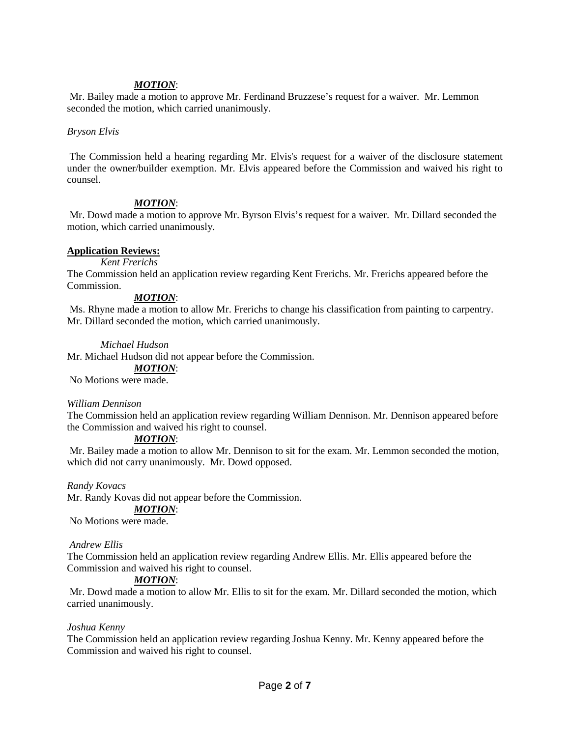***MOTION***:

Mr. Bailey made a motion to approve Mr. Ferdinand Bruzzese's request for a waiver. Mr. Lemmon seconded the motion, which carried unanimously.

*Bryson Elvis*

The Commission held a hearing regarding Mr. Elvis's request for a waiver of the disclosure statement under the owner/builder exemption. Mr. Elvis appeared before the Commission and waived his right to counsel.

***MOTION***:

Mr. Dowd made a motion to approve Mr. Byrson Elvis's request for a waiver. Mr. Dillard seconded the motion, which carried unanimously.

**Application Reviews:**

*Kent Frerichs*

The Commission held an application review regarding Kent Frerichs. Mr. Frerichs appeared before the Commission.

***MOTION***:

Ms. Rhyne made a motion to allow Mr. Frerichs to change his classification from painting to carpentry. Mr. Dillard seconded the motion, which carried unanimously.

*Michael Hudson*

Mr. Michael Hudson did not appear before the Commission.

***MOTION***:

No Motions were made.

*William Dennison*

The Commission held an application review regarding William Dennison. Mr. Dennison appeared before the Commission and waived his right to counsel.

***MOTION***:

Mr. Bailey made a motion to allow Mr. Dennison to sit for the exam. Mr. Lemmon seconded the motion, which did not carry unanimously. Mr. Dowd opposed.

*Randy Kovacs*

Mr. Randy Kovas did not appear before the Commission.

***MOTION***:

No Motions were made.

*Andrew Ellis*

The Commission held an application review regarding Andrew Ellis. Mr. Ellis appeared before the Commission and waived his right to counsel.

***MOTION***:

Mr. Dowd made a motion to allow Mr. Ellis to sit for the exam. Mr. Dillard seconded the motion, which carried unanimously.

*Joshua Kenny*

The Commission held an application review regarding Joshua Kenny. Mr. Kenny appeared before the Commission and waived his right to counsel.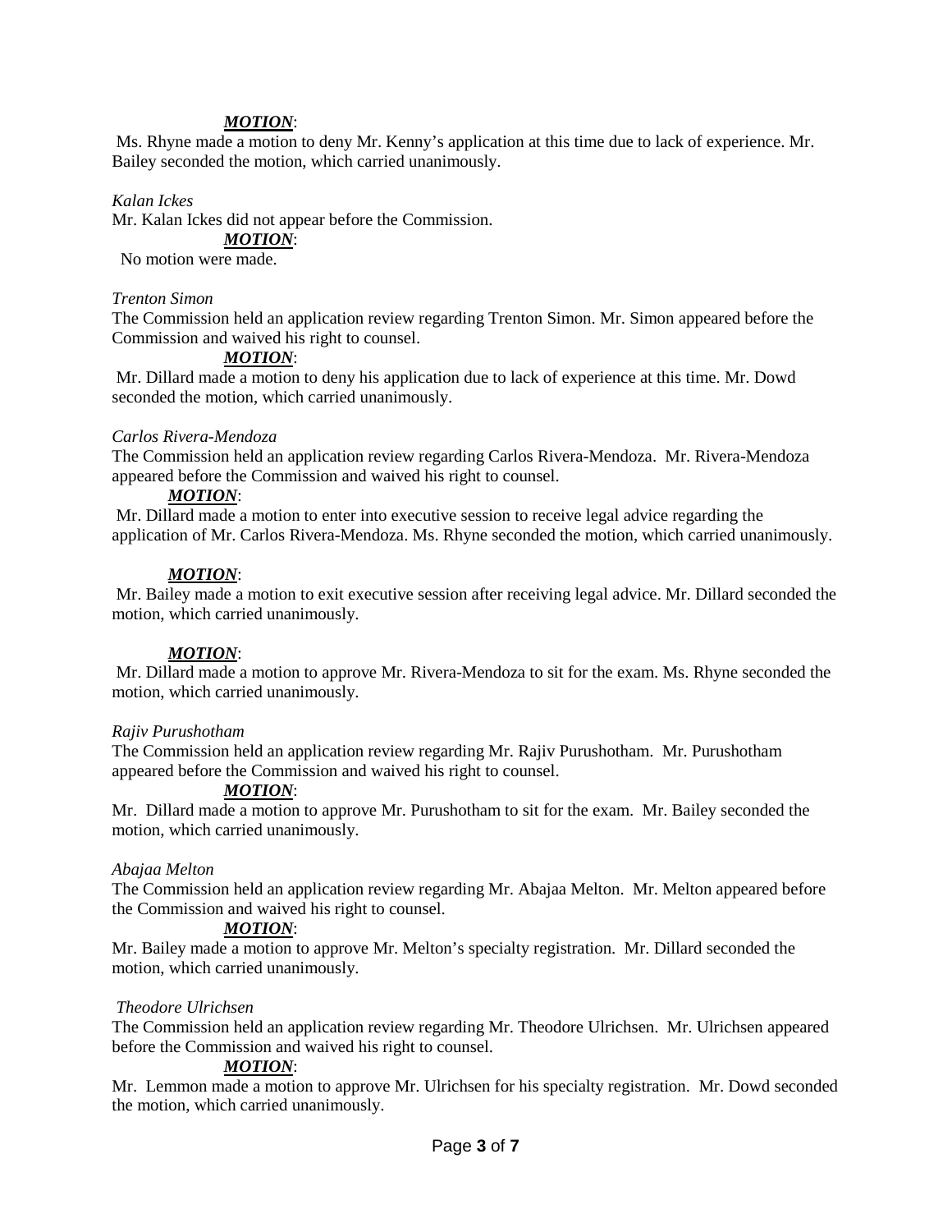***MOTION***:

Ms. Rhyne made a motion to deny Mr. Kenny's application at this time due to lack of experience. Mr. Bailey seconded the motion, which carried unanimously.

*Kalan Ickes*

Mr. Kalan Ickes did not appear before the Commission.

***MOTION***:

No motion were made.

*Trenton Simon*

The Commission held an application review regarding Trenton Simon. Mr. Simon appeared before the Commission and waived his right to counsel.

***MOTION***:

Mr. Dillard made a motion to deny his application due to lack of experience at this time. Mr. Dowd seconded the motion, which carried unanimously.

*Carlos Rivera-Mendoza*

The Commission held an application review regarding Carlos Rivera-Mendoza. Mr. Rivera-Mendoza appeared before the Commission and waived his right to counsel.

***MOTION***:

Mr. Dillard made a motion to enter into executive session to receive legal advice regarding the application of Mr. Carlos Rivera-Mendoza. Ms. Rhyne seconded the motion, which carried unanimously.

***MOTION***:

Mr. Bailey made a motion to exit executive session after receiving legal advice. Mr. Dillard seconded the motion, which carried unanimously.

***MOTION***:

Mr. Dillard made a motion to approve Mr. Rivera-Mendoza to sit for the exam. Ms. Rhyne seconded the motion, which carried unanimously.

*Rajiv Purushotham*

The Commission held an application review regarding Mr. Rajiv Purushotham. Mr. Purushotham appeared before the Commission and waived his right to counsel.

***MOTION***:

Mr. Dillard made a motion to approve Mr. Purushotham to sit for the exam. Mr. Bailey seconded the motion, which carried unanimously.

*Abajaa Melton*

The Commission held an application review regarding Mr. Abajaa Melton. Mr. Melton appeared before the Commission and waived his right to counsel.

***MOTION***:

Mr. Bailey made a motion to approve Mr. Melton's specialty registration. Mr. Dillard seconded the motion, which carried unanimously.

*Theodore Ulrichsen*

The Commission held an application review regarding Mr. Theodore Ulrichsen. Mr. Ulrichsen appeared before the Commission and waived his right to counsel.

***MOTION***:

Mr. Lemmon made a motion to approve Mr. Ulrichsen for his specialty registration. Mr. Dowd seconded the motion, which carried unanimously.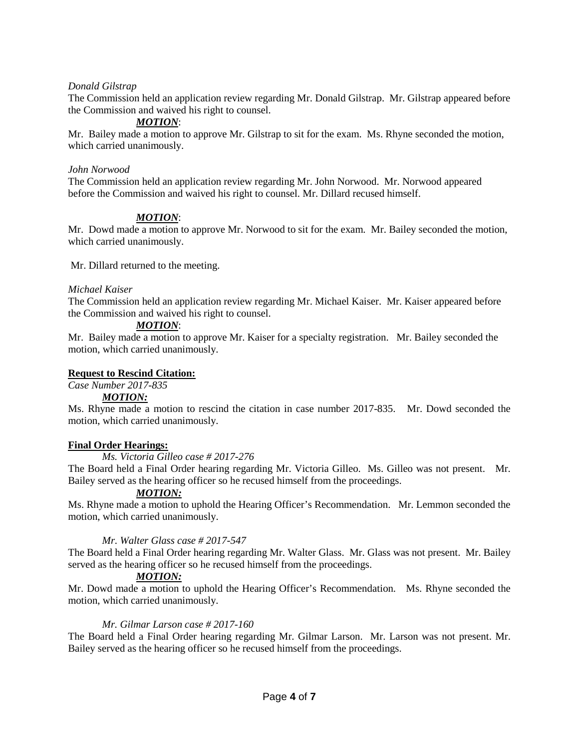*Donald Gilstrap*

The Commission held an application review regarding Mr. Donald Gilstrap. Mr. Gilstrap appeared before the Commission and waived his right to counsel.

***MOTION***:

Mr. Bailey made a motion to approve Mr. Gilstrap to sit for the exam. Ms. Rhyne seconded the motion, which carried unanimously.

*John Norwood*

The Commission held an application review regarding Mr. John Norwood. Mr. Norwood appeared before the Commission and waived his right to counsel. Mr. Dillard recused himself.

***MOTION***:

Mr. Dowd made a motion to approve Mr. Norwood to sit for the exam. Mr. Bailey seconded the motion, which carried unanimously.

Mr. Dillard returned to the meeting.

*Michael Kaiser*

The Commission held an application review regarding Mr. Michael Kaiser. Mr. Kaiser appeared before the Commission and waived his right to counsel.

***MOTION***:

Mr. Bailey made a motion to approve Mr. Kaiser for a specialty registration. Mr. Bailey seconded the motion, which carried unanimously.

**Request to Rescind Citation:**

*Case Number 2017-835*

***MOTION:***

Ms. Rhyne made a motion to rescind the citation in case number 2017-835. Mr. Dowd seconded the motion, which carried unanimously.

**Final Order Hearings:**

*Ms. Victoria Gilleo case # 2017-276*

The Board held a Final Order hearing regarding Mr. Victoria Gilleo. Ms. Gilleo was not present. Mr. Bailey served as the hearing officer so he recused himself from the proceedings.

***MOTION:***

Ms. Rhyne made a motion to uphold the Hearing Officer's Recommendation. Mr. Lemmon seconded the motion, which carried unanimously.

*Mr. Walter Glass case # 2017-547*

The Board held a Final Order hearing regarding Mr. Walter Glass. Mr. Glass was not present. Mr. Bailey served as the hearing officer so he recused himself from the proceedings.

***MOTION:***

Mr. Dowd made a motion to uphold the Hearing Officer's Recommendation. Ms. Rhyne seconded the motion, which carried unanimously.

*Mr. Gilmar Larson case # 2017-160*

The Board held a Final Order hearing regarding Mr. Gilmar Larson. Mr. Larson was not present. Mr. Bailey served as the hearing officer so he recused himself from the proceedings.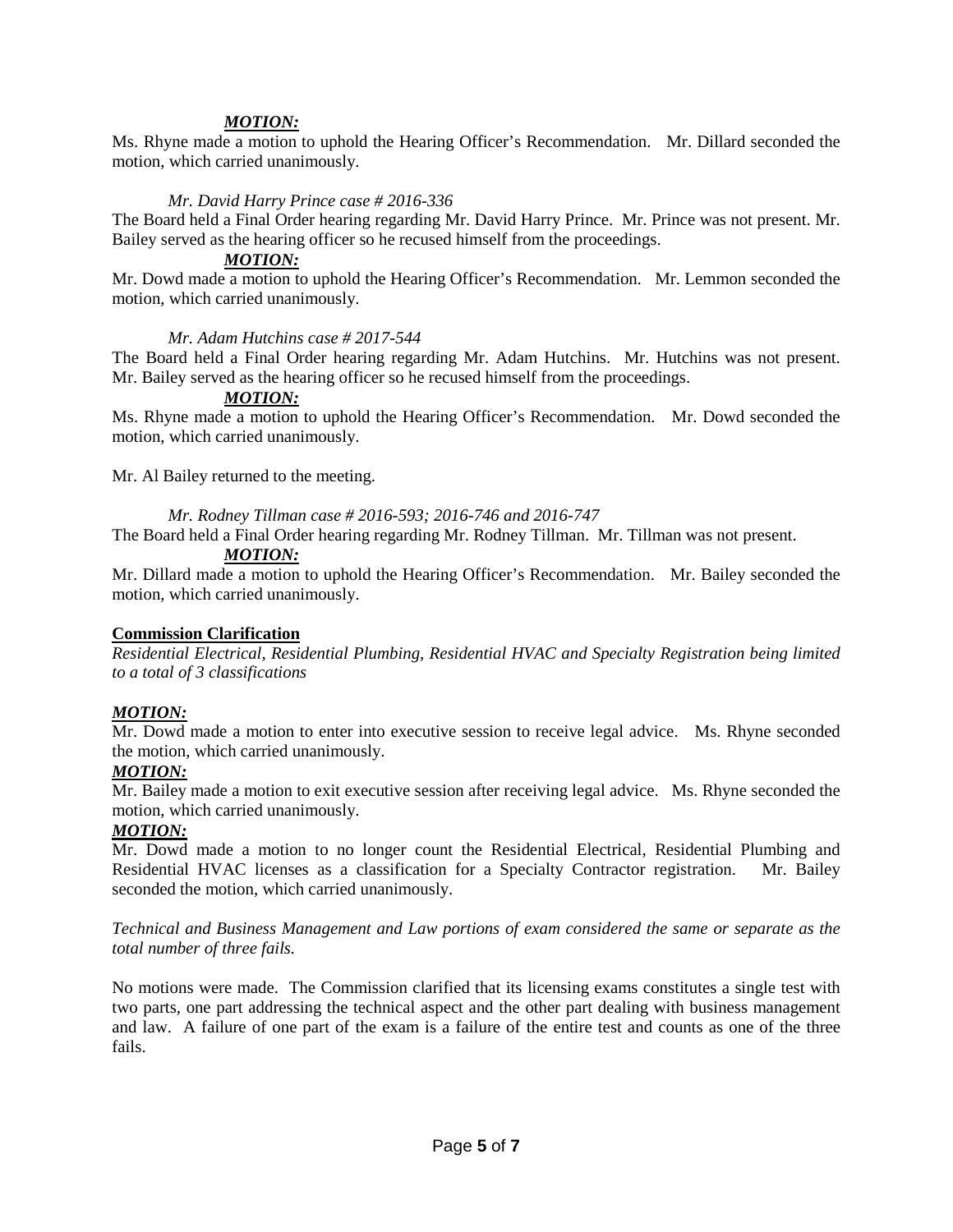***MOTION:***

Ms. Rhyne made a motion to uphold the Hearing Officer's Recommendation. Mr. Dillard seconded the motion, which carried unanimously.

*Mr. David Harry Prince case # 2016-336*

The Board held a Final Order hearing regarding Mr. David Harry Prince. Mr. Prince was not present. Mr. Bailey served as the hearing officer so he recused himself from the proceedings.

***MOTION:***

Mr. Dowd made a motion to uphold the Hearing Officer's Recommendation. Mr. Lemmon seconded the motion, which carried unanimously.

*Mr. Adam Hutchins case # 2017-544*

The Board held a Final Order hearing regarding Mr. Adam Hutchins. Mr. Hutchins was not present. Mr. Bailey served as the hearing officer so he recused himself from the proceedings.

***MOTION:***

Ms. Rhyne made a motion to uphold the Hearing Officer's Recommendation. Mr. Dowd seconded the motion, which carried unanimously.

Mr. Al Bailey returned to the meeting.

*Mr. Rodney Tillman case # 2016-593; 2016-746 and 2016-747*

The Board held a Final Order hearing regarding Mr. Rodney Tillman. Mr. Tillman was not present.

***MOTION:***

Mr. Dillard made a motion to uphold the Hearing Officer's Recommendation. Mr. Bailey seconded the motion, which carried unanimously.

**Commission Clarification**

*Residential Electrical, Residential Plumbing, Residential HVAC and Specialty Registration being limited to a total of 3 classifications*

***MOTION:***

Mr. Dowd made a motion to enter into executive session to receive legal advice. Ms. Rhyne seconded the motion, which carried unanimously.

***MOTION:***

Mr. Bailey made a motion to exit executive session after receiving legal advice. Ms. Rhyne seconded the motion, which carried unanimously.

***MOTION:***

Mr. Dowd made a motion to no longer count the Residential Electrical, Residential Plumbing and Residential HVAC licenses as a classification for a Specialty Contractor registration. Mr. Bailey seconded the motion, which carried unanimously.

*Technical and Business Management and Law portions of exam considered the same or separate as the total number of three fails.*

No motions were made. The Commission clarified that its licensing exams constitutes a single test with two parts, one part addressing the technical aspect and the other part dealing with business management and law. A failure of one part of the exam is a failure of the entire test and counts as one of the three fails.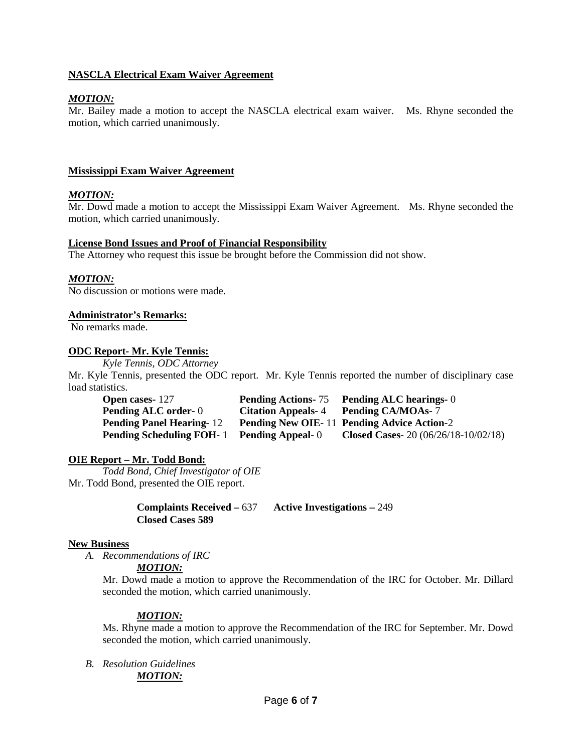**NASCLA Electrical Exam Waiver Agreement**

***MOTION:***

Mr. Bailey made a motion to accept the NASCLA electrical exam waiver. Ms. Rhyne seconded the motion, which carried unanimously.

**Mississippi Exam Waiver Agreement**

***MOTION:***

Mr. Dowd made a motion to accept the Mississippi Exam Waiver Agreement. Ms. Rhyne seconded the motion, which carried unanimously.

**License Bond Issues and Proof of Financial Responsibility**

The Attorney who request this issue be brought before the Commission did not show.

***MOTION:***

No discussion or motions were made.

**Administrator's Remarks:**

No remarks made.

**ODC Report- Mr. Kyle Tennis:**

*Kyle Tennis, ODC Attorney*

Mr. Kyle Tennis, presented the ODC report. Mr. Kyle Tennis reported the number of disciplinary case load statistics.

| | | |
|---|---|---|
| **Open cases**- 127 | **Pending Actions**- 75 | **Pending ALC hearings**- 0 |
| **Pending ALC order**- 0 | **Citation Appeals**- 4 | **Pending CA/MOAs**- 7 |
| **Pending Panel Hearing**- 12 | **Pending New OIE**- 11 | **Pending Advice Action**-2 |
| **Pending Scheduling FOH**- 1 | **Pending Appeal**- 0 | **Closed Cases**- 20 (06/26/18-10/02/18) |

**OIE Report – Mr. Todd Bond:**

*Todd Bond, Chief Investigator of OIE*

Mr. Todd Bond, presented the OIE report.

**Complaints Received –** 637 **Active Investigations –** 249
**Closed Cases 589**

**New Business**

A. *Recommendations of IRC*

***MOTION:***

Mr. Dowd made a motion to approve the Recommendation of the IRC for October. Mr. Dillard seconded the motion, which carried unanimously.

***MOTION:***

Ms. Rhyne made a motion to approve the Recommendation of the IRC for September. Mr. Dowd seconded the motion, which carried unanimously.

B. *Resolution Guidelines*

***MOTION:***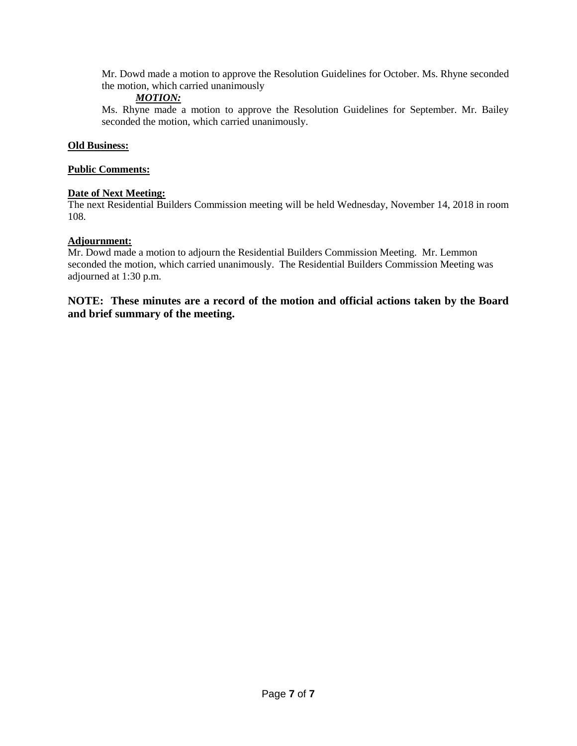Mr. Dowd made a motion to approve the Resolution Guidelines for October. Ms. Rhyne seconded the motion, which carried unanimously

***MOTION:***

Ms. Rhyne made a motion to approve the Resolution Guidelines for September. Mr. Bailey seconded the motion, which carried unanimously.

**Old Business:**

**Public Comments:**

**Date of Next Meeting:**

The next Residential Builders Commission meeting will be held Wednesday, November 14, 2018 in room 108.

**Adjournment:**

Mr. Dowd made a motion to adjourn the Residential Builders Commission Meeting. Mr. Lemmon seconded the motion, which carried unanimously. The Residential Builders Commission Meeting was adjourned at 1:30 p.m.

**NOTE: These minutes are a record of the motion and official actions taken by the Board and brief summary of the meeting.**